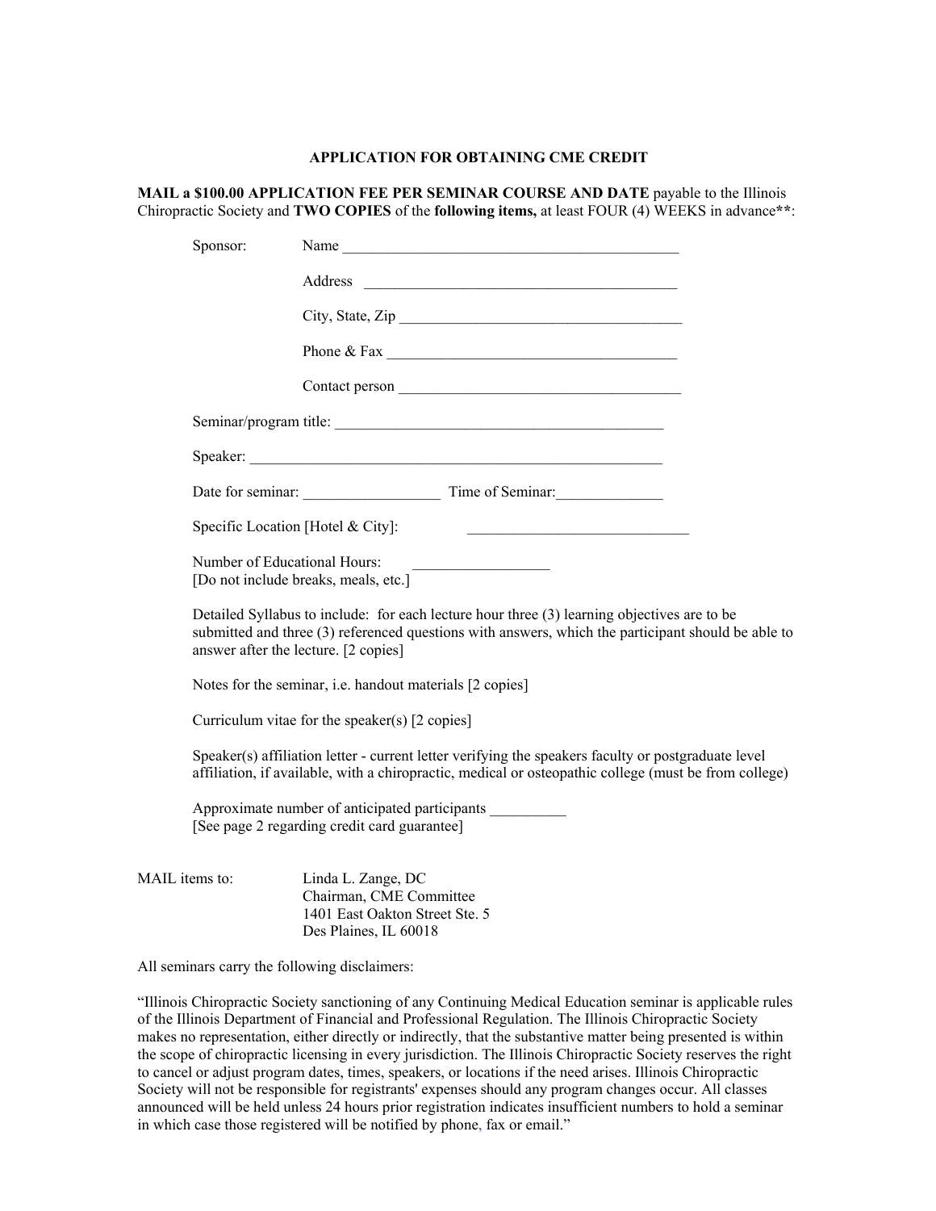# APPLICATION FOR OBTAINING CME CREDIT

**MAIL a $100.00 APPLICATION FEE PER SEMINAR COURSE AND DATE** payable to the Illinois Chiropractic Society and **TWO COPIES** of the **following items,** at least FOUR (4) WEEKS in advance**:

Sponsor: Name ____________________________________________

Address ________________________________________

City, State, Zip _____________________________________

Phone & Fax ______________________________________

Contact person _____________________________________

Seminar/program title: ___________________________________________

Speaker: ______________________________________________________

Date for seminar: _________________ Time of Seminar:_____________

Specific Location [Hotel & City]: _____________________________

Number of Educational Hours: _________________
[Do not include breaks, meals, etc.]

Detailed Syllabus to include: for each lecture hour three (3) learning objectives are to be submitted and three (3) referenced questions with answers, which the participant should be able to answer after the lecture. [2 copies]

Notes for the seminar, i.e. handout materials [2 copies]

Curriculum vitae for the speaker(s) [2 copies]

Speaker(s) affiliation letter - current letter verifying the speakers faculty or postgraduate level affiliation, if available, with a chiropractic, medical or osteopathic college (must be from college)

Approximate number of anticipated participants __________
[See page 2 regarding credit card guarantee]

MAIL items to:

Linda L. Zange, DC
Chairman, CME Committee
1401 East Oakton Street Ste. 5
Des Plaines, IL 60018

All seminars carry the following disclaimers:

"Illinois Chiropractic Society sanctioning of any Continuing Medical Education seminar is applicable rules of the Illinois Department of Financial and Professional Regulation. The Illinois Chiropractic Society makes no representation, either directly or indirectly, that the substantive matter being presented is within the scope of chiropractic licensing in every jurisdiction. The Illinois Chiropractic Society reserves the right to cancel or adjust program dates, times, speakers, or locations if the need arises. Illinois Chiropractic Society will not be responsible for registrants' expenses should any program changes occur. All classes announced will be held unless 24 hours prior registration indicates insufficient numbers to hold a seminar in which case those registered will be notified by phone, fax or email."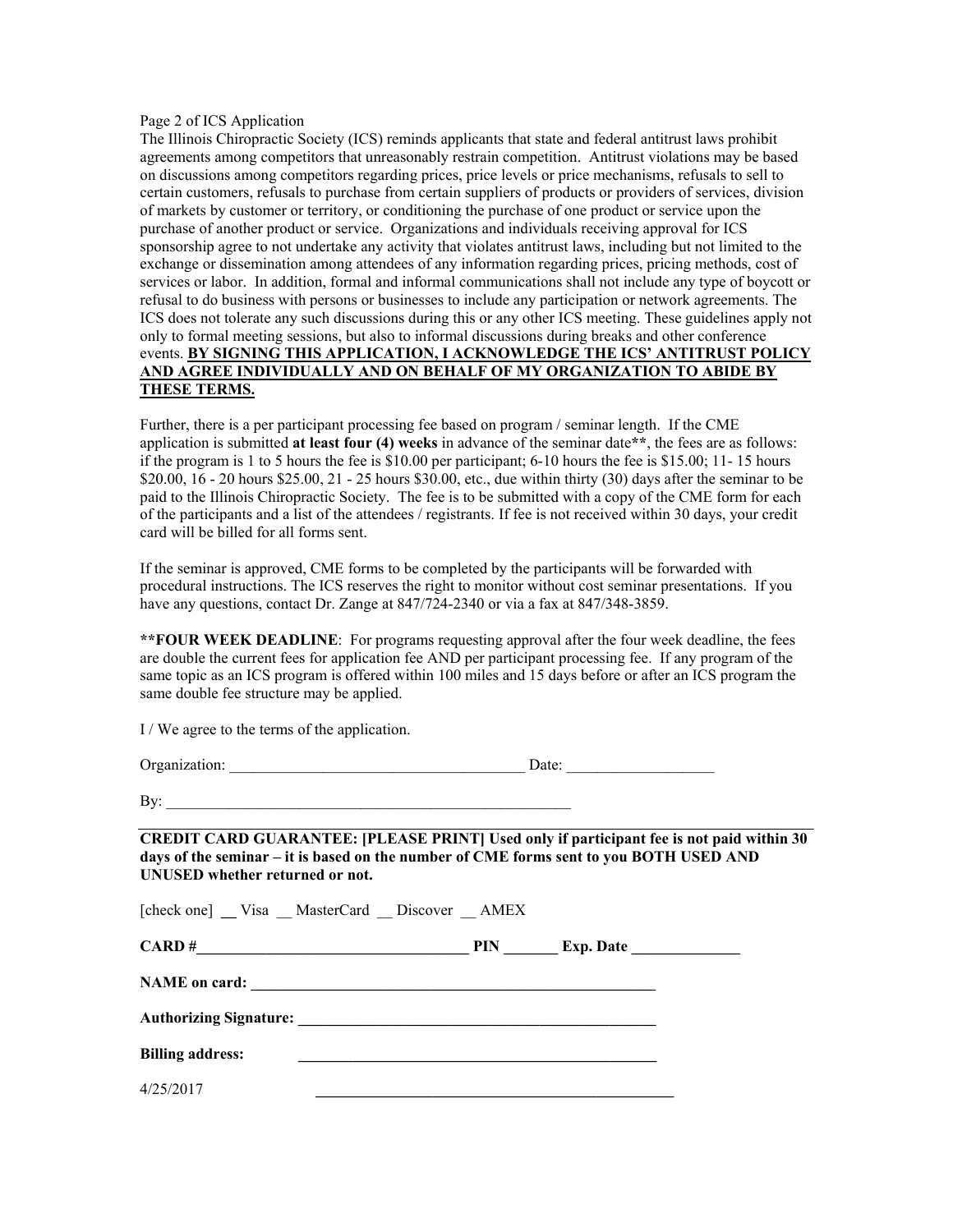Page 2 of ICS Application

The Illinois Chiropractic Society (ICS) reminds applicants that state and federal antitrust laws prohibit agreements among competitors that unreasonably restrain competition. Antitrust violations may be based on discussions among competitors regarding prices, price levels or price mechanisms, refusals to sell to certain customers, refusals to purchase from certain suppliers of products or providers of services, division of markets by customer or territory, or conditioning the purchase of one product or service upon the purchase of another product or service. Organizations and individuals receiving approval for ICS sponsorship agree to not undertake any activity that violates antitrust laws, including but not limited to the exchange or dissemination among attendees of any information regarding prices, pricing methods, cost of services or labor. In addition, formal and informal communications shall not include any type of boycott or refusal to do business with persons or businesses to include any participation or network agreements. The ICS does not tolerate any such discussions during this or any other ICS meeting. These guidelines apply not only to formal meeting sessions, but also to informal discussions during breaks and other conference events. **BY SIGNING THIS APPLICATION, I ACKNOWLEDGE THE ICS' ANTITRUST POLICY AND AGREE INDIVIDUALLY AND ON BEHALF OF MY ORGANIZATION TO ABIDE BY THESE TERMS.**

Further, there is a per participant processing fee based on program / seminar length. If the CME application is submitted **at least four (4) weeks** in advance of the seminar date**\*\***, the fees are as follows: if the program is 1 to 5 hours the fee is $10.00 per participant; 6-10 hours the fee is $15.00; 11- 15 hours $20.00, 16 - 20 hours $25.00, 21 - 25 hours $30.00, etc., due within thirty (30) days after the seminar to be paid to the Illinois Chiropractic Society. The fee is to be submitted with a copy of the CME form for each of the participants and a list of the attendees / registrants. If fee is not received within 30 days, your credit card will be billed for all forms sent.

If the seminar is approved, CME forms to be completed by the participants will be forwarded with procedural instructions. The ICS reserves the right to monitor without cost seminar presentations. If you have any questions, contact Dr. Zange at 847/724-2340 or via a fax at 847/348-3859.

**\*\*FOUR WEEK DEADLINE**: For programs requesting approval after the four week deadline, the fees are double the current fees for application fee AND per participant processing fee. If any program of the same topic as an ICS program is offered within 100 miles and 15 days before or after an ICS program the same double fee structure may be applied.

I / We agree to the terms of the application.

Organization: ______________________________________ Date: ___________________

By: ____________________________________________________

**CREDIT CARD GUARANTEE: [PLEASE PRINT] Used only if participant fee is not paid within 30 days of the seminar – it is based on the number of CME forms sent to you BOTH USED AND UNUSED whether returned or not.**

[check one] __ Visa __ MasterCard __ Discover __ AMEX

**CARD #**___________________________________ **PIN** _______ **Exp. Date** ______________

**NAME on card:** ______________________________________________________

**Authorizing Signature:** ______________________________________________

**Billing address:** ______________________________________________

4/25/2017 ______________________________________________